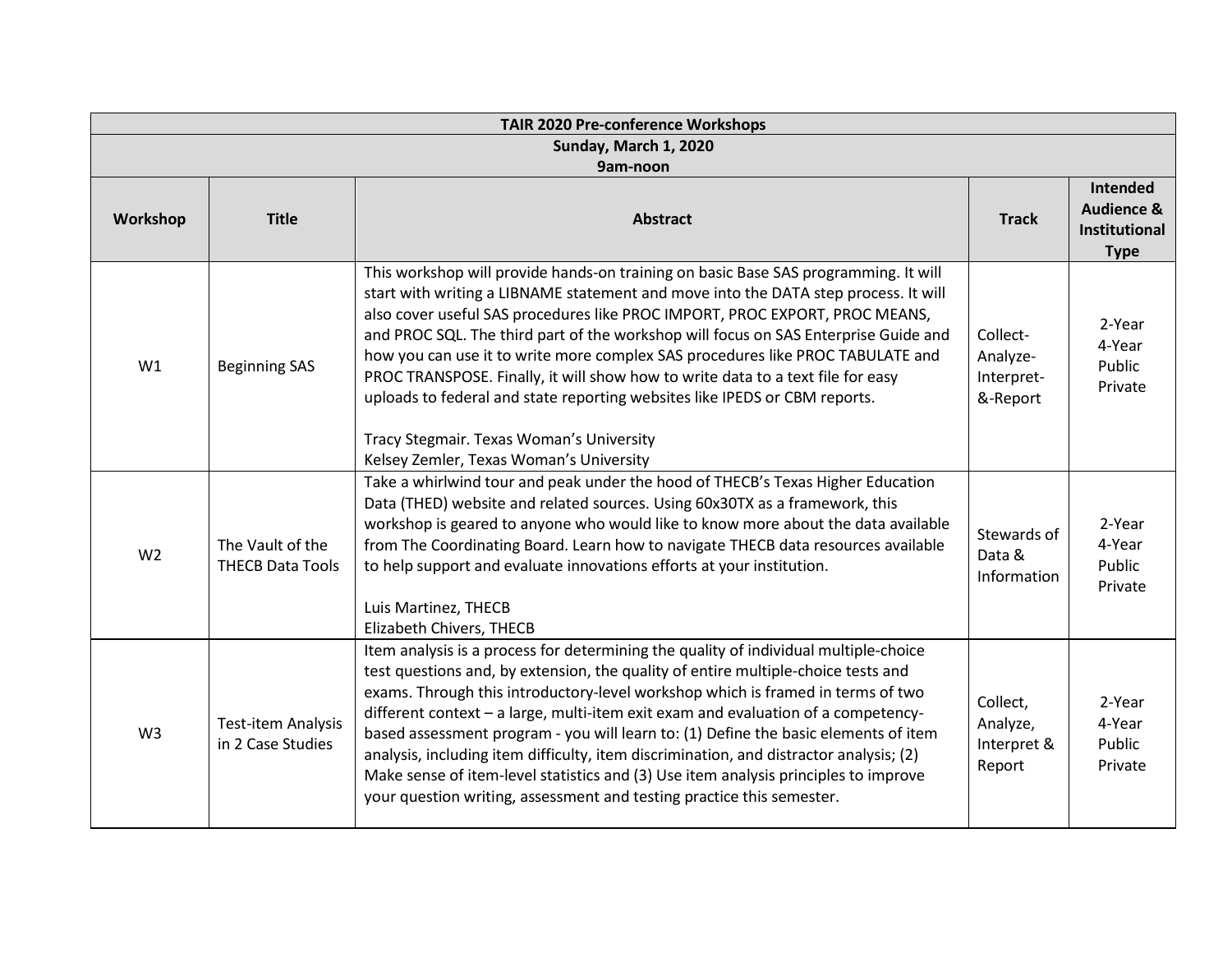| TAIR 2020 Pre-conference Workshops<br>Sunday, March 1, 2020<br>9am-noon | | | | |
|---|---|---|---|---|
| **Workshop** | **Title** | **Abstract** | **Track** | **Intended Audience & Institutional Type** |
| W1 | Beginning SAS | This workshop will provide hands-on training on basic Base SAS programming. It will start with writing a LIBNAME statement and move into the DATA step process. It will also cover useful SAS procedures like PROC IMPORT, PROC EXPORT, PROC MEANS, and PROC SQL. The third part of the workshop will focus on SAS Enterprise Guide and how you can use it to write more complex SAS procedures like PROC TABULATE and PROC TRANSPOSE. Finally, it will show how to write data to a text file for easy uploads to federal and state reporting websites like IPEDS or CBM reports.<br><br>Tracy Stegmair. Texas Woman's University<br>Kelsey Zemler, Texas Woman's University | Collect-Analyze-Interpret-&-Report | 2-Year<br>4-Year<br>Public<br>Private |
| W2 | The Vault of the THECB Data Tools | Take a whirlwind tour and peak under the hood of THECB's Texas Higher Education Data (THED) website and related sources. Using 60x30TX as a framework, this workshop is geared to anyone who would like to know more about the data available from The Coordinating Board. Learn how to navigate THECB data resources available to help support and evaluate innovations efforts at your institution.<br><br>Luis Martinez, THECB<br>Elizabeth Chivers, THECB | Stewards of Data & Information | 2-Year<br>4-Year<br>Public<br>Private |
| W3 | Test-item Analysis in 2 Case Studies | Item analysis is a process for determining the quality of individual multiple-choice test questions and, by extension, the quality of entire multiple-choice tests and exams. Through this introductory-level workshop which is framed in terms of two different context – a large, multi-item exit exam and evaluation of a competency-based assessment program - you will learn to: (1) Define the basic elements of item analysis, including item difficulty, item discrimination, and distractor analysis; (2) Make sense of item-level statistics and (3) Use item analysis principles to improve your question writing, assessment and testing practice this semester. | Collect, Analyze, Interpret & Report | 2-Year<br>4-Year<br>Public<br>Private |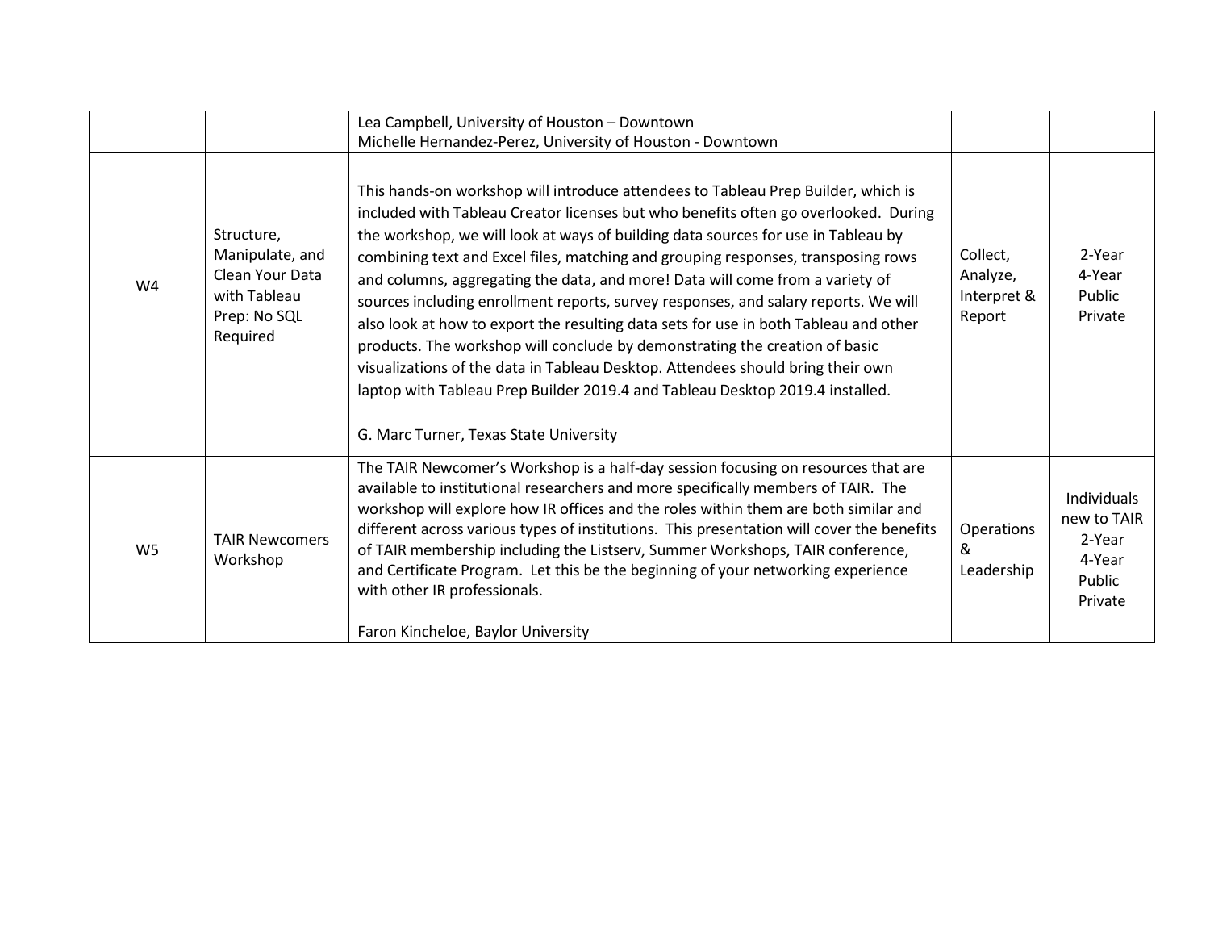| | | | | |
|---|---|---|---|---|
| | | Lea Campbell, University of Houston – Downtown<br>Michelle Hernandez-Perez, University of Houston - Downtown | | |
| W4 | Structure, Manipulate, and Clean Your Data with Tableau Prep: No SQL Required | This hands-on workshop will introduce attendees to Tableau Prep Builder, which is included with Tableau Creator licenses but who benefits often go overlooked. During the workshop, we will look at ways of building data sources for use in Tableau by combining text and Excel files, matching and grouping responses, transposing rows and columns, aggregating the data, and more! Data will come from a variety of sources including enrollment reports, survey responses, and salary reports. We will also look at how to export the resulting data sets for use in both Tableau and other products. The workshop will conclude by demonstrating the creation of basic visualizations of the data in Tableau Desktop. Attendees should bring their own laptop with Tableau Prep Builder 2019.4 and Tableau Desktop 2019.4 installed.<br><br>G. Marc Turner, Texas State University | Collect, Analyze, Interpret & Report | 2-Year<br>4-Year<br>Public<br>Private |
| W5 | TAIR Newcomers Workshop | The TAIR Newcomer's Workshop is a half-day session focusing on resources that are available to institutional researchers and more specifically members of TAIR. The workshop will explore how IR offices and the roles within them are both similar and different across various types of institutions. This presentation will cover the benefits of TAIR membership including the Listserv, Summer Workshops, TAIR conference, and Certificate Program. Let this be the beginning of your networking experience with other IR professionals.<br><br>Faron Kincheloe, Baylor University | Operations & Leadership | Individuals new to TAIR<br>2-Year<br>4-Year<br>Public<br>Private |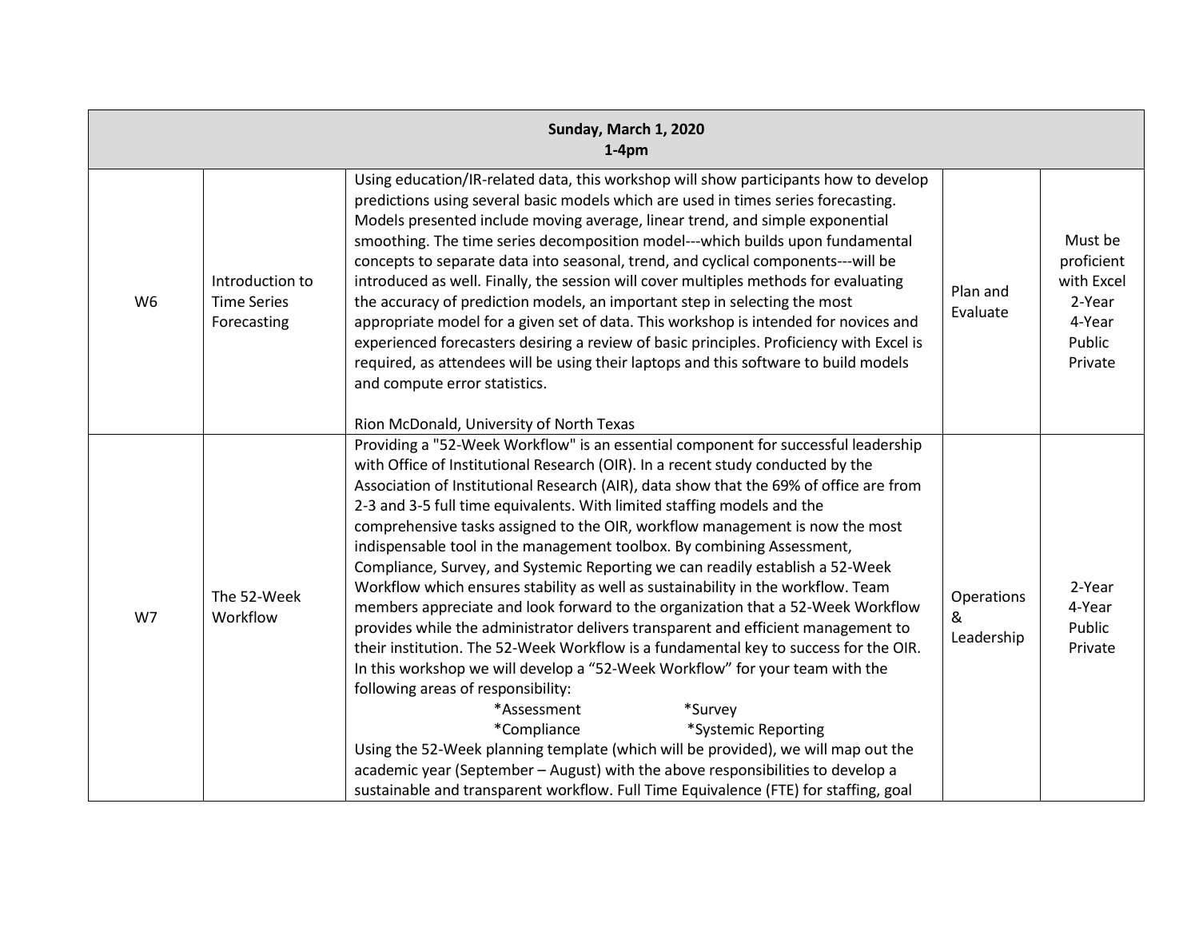| Sunday, March 1, 2020<br>1-4pm | | | | |
|---|---|---|---|---|
| W6 | Introduction to Time Series Forecasting | Using education/IR-related data, this workshop will show participants how to develop predictions using several basic models which are used in times series forecasting. Models presented include moving average, linear trend, and simple exponential smoothing. The time series decomposition model---which builds upon fundamental concepts to separate data into seasonal, trend, and cyclical components---will be introduced as well. Finally, the session will cover multiples methods for evaluating the accuracy of prediction models, an important step in selecting the most appropriate model for a given set of data. This workshop is intended for novices and experienced forecasters desiring a review of basic principles. Proficiency with Excel is required, as attendees will be using their laptops and this software to build models and compute error statistics.<br><br>Rion McDonald, University of North Texas | Plan and Evaluate | Must be proficient with Excel<br>2-Year<br>4-Year<br>Public<br>Private |
| W7 | The 52-Week Workflow | Providing a "52-Week Workflow" is an essential component for successful leadership with Office of Institutional Research (OIR). In a recent study conducted by the Association of Institutional Research (AIR), data show that the 69% of office are from 2-3 and 3-5 full time equivalents. With limited staffing models and the comprehensive tasks assigned to the OIR, workflow management is now the most indispensable tool in the management toolbox. By combining Assessment, Compliance, Survey, and Systemic Reporting we can readily establish a 52-Week Workflow which ensures stability as well as sustainability in the workflow. Team members appreciate and look forward to the organization that a 52-Week Workflow provides while the administrator delivers transparent and efficient management to their institution. The 52-Week Workflow is a fundamental key to success for the OIR. In this workshop we will develop a "52-Week Workflow" for your team with the following areas of responsibility:<br>*Assessment *Survey<br>*Compliance *Systemic Reporting<br>Using the 52-Week planning template (which will be provided), we will map out the academic year (September – August) with the above responsibilities to develop a sustainable and transparent workflow. Full Time Equivalence (FTE) for staffing, goal | Operations & Leadership | 2-Year<br>4-Year<br>Public<br>Private |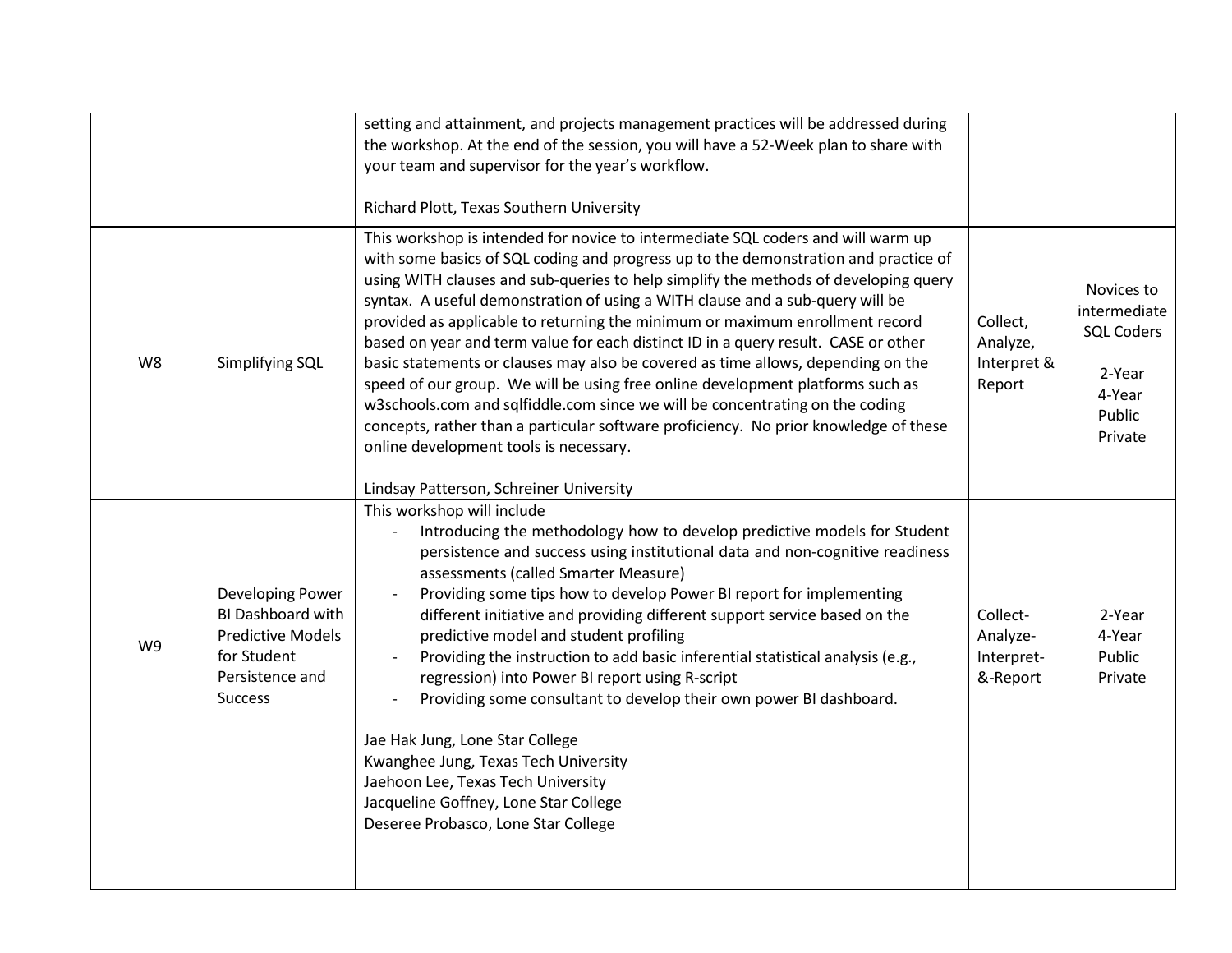| | | | | |
|---|---|---|---|---|
| | | setting and attainment, and projects management practices will be addressed during the workshop. At the end of the session, you will have a 52-Week plan to share with your team and supervisor for the year's workflow.<br><br>Richard Plott, Texas Southern University | | |
| W8 | Simplifying SQL | This workshop is intended for novice to intermediate SQL coders and will warm up with some basics of SQL coding and progress up to the demonstration and practice of using WITH clauses and sub-queries to help simplify the methods of developing query syntax. A useful demonstration of using a WITH clause and a sub-query will be provided as applicable to returning the minimum or maximum enrollment record based on year and term value for each distinct ID in a query result. CASE or other basic statements or clauses may also be covered as time allows, depending on the speed of our group. We will be using free online development platforms such as w3schools.com and sqlfiddle.com since we will be concentrating on the coding concepts, rather than a particular software proficiency. No prior knowledge of these online development tools is necessary.<br><br>Lindsay Patterson, Schreiner University | Collect, Analyze, Interpret & Report | Novices to intermediate SQL Coders<br><br>2-Year<br>4-Year<br>Public<br>Private |
| W9 | Developing Power BI Dashboard with Predictive Models for Student Persistence and Success | This workshop will include<br>- Introducing the methodology how to develop predictive models for Student persistence and success using institutional data and non-cognitive readiness assessments (called Smarter Measure)<br>- Providing some tips how to develop Power BI report for implementing different initiative and providing different support service based on the predictive model and student profiling<br>- Providing the instruction to add basic inferential statistical analysis (e.g., regression) into Power BI report using R-script<br>- Providing some consultant to develop their own power BI dashboard.<br><br>Jae Hak Jung, Lone Star College<br>Kwanghee Jung, Texas Tech University<br>Jaehoon Lee, Texas Tech University<br>Jacqueline Goffney, Lone Star College<br>Deseree Probasco, Lone Star College | Collect-Analyze-Interpret-&-Report | 2-Year<br>4-Year<br>Public<br>Private |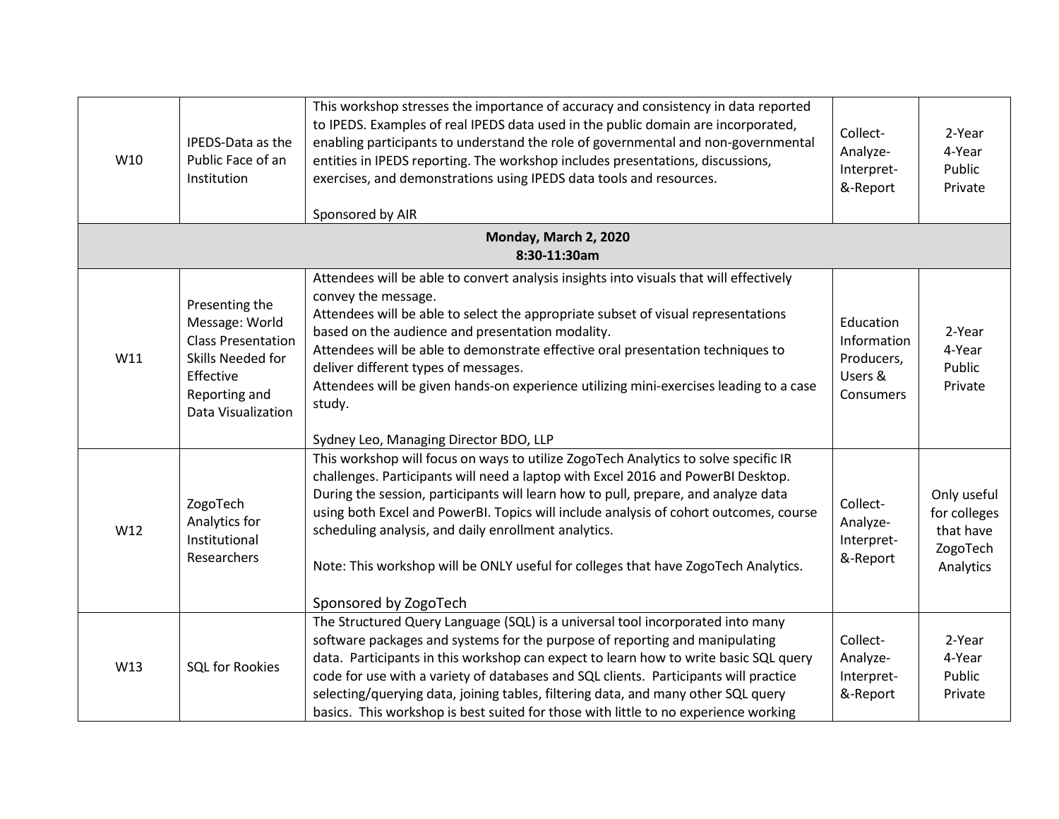| | | | | |
|---|---|---|---|---|
| W10 | IPEDS-Data as the Public Face of an Institution | This workshop stresses the importance of accuracy and consistency in data reported to IPEDS. Examples of real IPEDS data used in the public domain are incorporated, enabling participants to understand the role of governmental and non-governmental entities in IPEDS reporting. The workshop includes presentations, discussions, exercises, and demonstrations using IPEDS data tools and resources.<br><br>Sponsored by AIR | Collect-Analyze-Interpret-&-Report | 2-Year<br>4-Year<br>Public<br>Private |
| **Monday, March 2, 2020**<br>**8:30-11:30am** | | | | |
| W11 | Presenting the Message: World Class Presentation Skills Needed for Effective Reporting and Data Visualization | Attendees will be able to convert analysis insights into visuals that will effectively convey the message.<br>Attendees will be able to select the appropriate subset of visual representations based on the audience and presentation modality.<br>Attendees will be able to demonstrate effective oral presentation techniques to deliver different types of messages.<br>Attendees will be given hands-on experience utilizing mini-exercises leading to a case study.<br><br>Sydney Leo, Managing Director BDO, LLP | Education Information Producers, Users & Consumers | 2-Year<br>4-Year<br>Public<br>Private |
| W12 | ZogoTech Analytics for Institutional Researchers | This workshop will focus on ways to utilize ZogoTech Analytics to solve specific IR challenges. Participants will need a laptop with Excel 2016 and PowerBI Desktop. During the session, participants will learn how to pull, prepare, and analyze data using both Excel and PowerBI. Topics will include analysis of cohort outcomes, course scheduling analysis, and daily enrollment analytics.<br><br>Note: This workshop will be ONLY useful for colleges that have ZogoTech Analytics.<br><br>Sponsored by ZogoTech | Collect-Analyze-Interpret-&-Report | Only useful for colleges that have ZogoTech Analytics |
| W13 | SQL for Rookies | The Structured Query Language (SQL) is a universal tool incorporated into many software packages and systems for the purpose of reporting and manipulating data. Participants in this workshop can expect to learn how to write basic SQL query code for use with a variety of databases and SQL clients. Participants will practice selecting/querying data, joining tables, filtering data, and many other SQL query basics. This workshop is best suited for those with little to no experience working | Collect-Analyze-Interpret-&-Report | 2-Year<br>4-Year<br>Public<br>Private |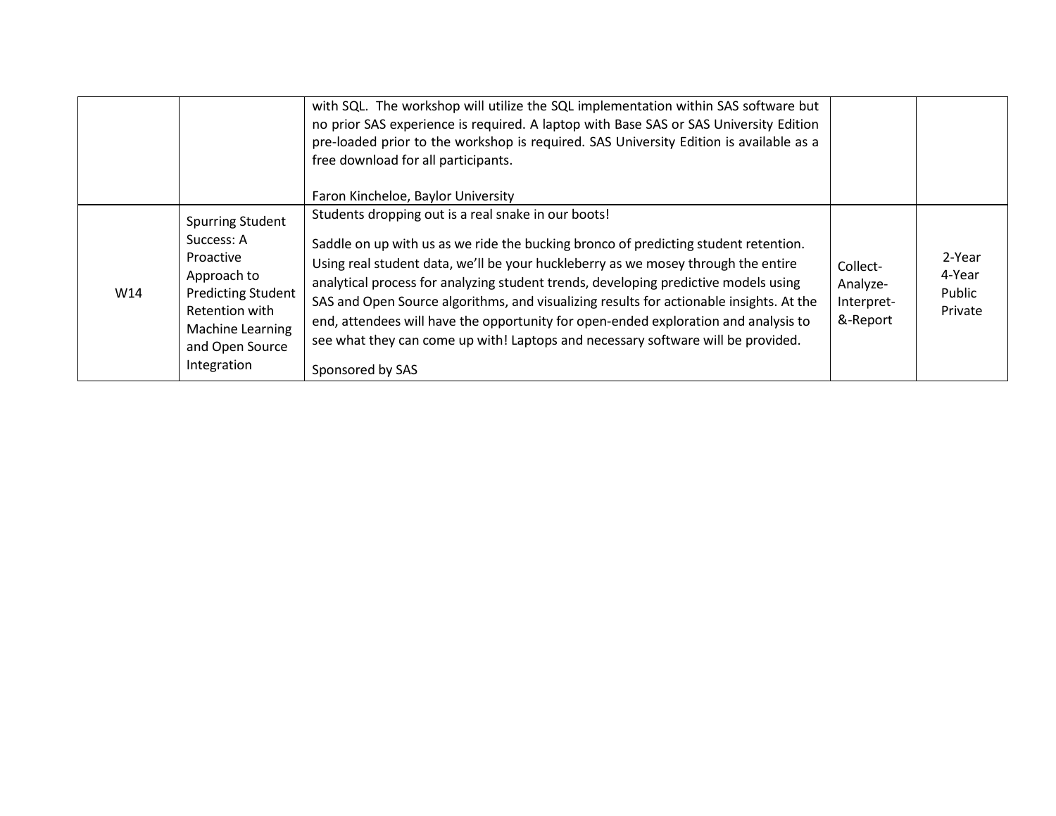| | | | | |
|---|---|---|---|---|
| | | with SQL. The workshop will utilize the SQL implementation within SAS software but no prior SAS experience is required. A laptop with Base SAS or SAS University Edition pre-loaded prior to the workshop is required. SAS University Edition is available as a free download for all participants.<br><br>Faron Kincheloe, Baylor University | | |
| W14 | Spurring Student Success: A Proactive Approach to Predicting Student Retention with Machine Learning and Open Source Integration | Students dropping out is a real snake in our boots!<br><br>Saddle on up with us as we ride the bucking bronco of predicting student retention. Using real student data, we'll be your huckleberry as we mosey through the entire analytical process for analyzing student trends, developing predictive models using SAS and Open Source algorithms, and visualizing results for actionable insights. At the end, attendees will have the opportunity for open-ended exploration and analysis to see what they can come up with! Laptops and necessary software will be provided.<br><br>Sponsored by SAS | Collect-Analyze-Interpret-&-Report | 2-Year<br>4-Year<br>Public<br>Private |